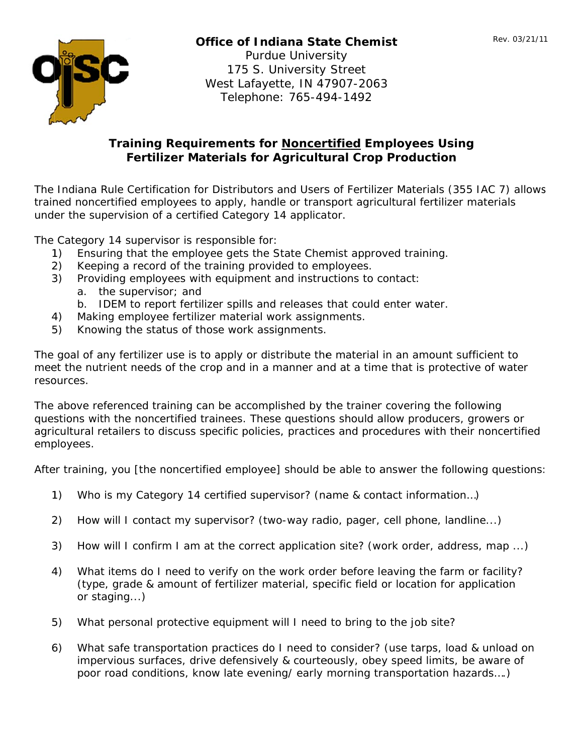**Office of Indiana State Chemist**
Purdue University
175 S. University Street
West Lafayette, IN 47907-2063
Telephone: 765-494-1492

Rev. 03/21/11

## Training Requirements for Noncertified Employees Using Fertilizer Materials for Agricultural Crop Production

The Indiana Rule Certification for Distributors and Users of Fertilizer Materials (355 IAC 7) allows trained noncertified employees to apply, handle or transport agricultural fertilizer materials under the supervision of a certified Category 14 applicator.

The Category 14 supervisor is responsible for:

1) Ensuring that the employee gets the State Chemist approved training.
2) Keeping a record of the training provided to employees.
3) Providing employees with equipment and instructions to contact:
   a. the supervisor; and
   b. IDEM to report fertilizer spills and releases that could enter water.
4) Making employee fertilizer material work assignments.
5) Knowing the status of those work assignments.

The goal of any fertilizer use is to apply or distribute the material in an amount sufficient to meet the nutrient needs of the crop and in a manner and at a time that is protective of water resources.

The above referenced training can be accomplished by the trainer covering the following questions with the noncertified trainees. These questions should allow producers, growers or agricultural retailers to discuss specific policies, practices and procedures with their noncertified employees.

After training, you [the noncertified employee] should be able to answer the following questions:

1) Who is my Category 14 certified supervisor? (name & contact information…)

2) How will I contact my supervisor? (two-way radio, pager, cell phone, landline...)

3) How will I confirm I am at the correct application site? (work order, address, map ...)

4) What items do I need to verify on the work order before leaving the farm or facility? (type, grade & amount of fertilizer material, specific field or location for application or staging...)

5) What personal protective equipment will I need to bring to the job site?

6) What safe transportation practices do I need to consider? (use tarps, load & unload on impervious surfaces, drive defensively & courteously, obey speed limits, be aware of poor road conditions, know late evening/ early morning transportation hazards….)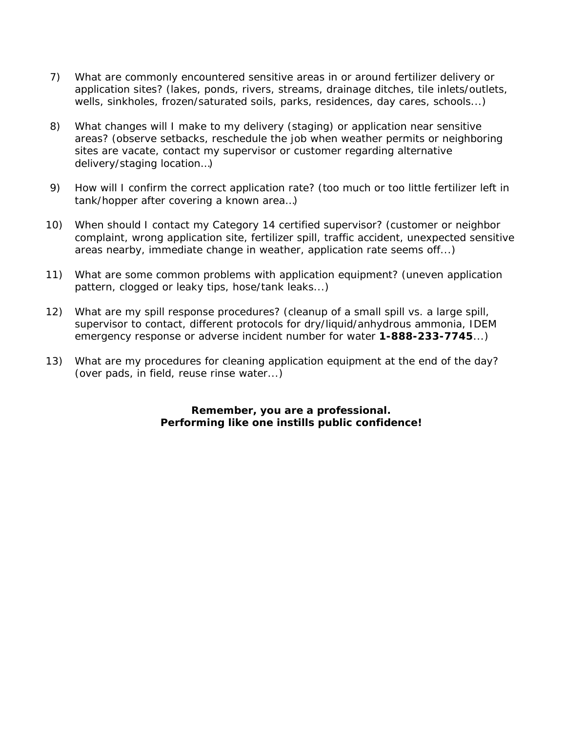7) What are commonly encountered sensitive areas in or around fertilizer delivery or application sites? (lakes, ponds, rivers, streams, drainage ditches, tile inlets/outlets, wells, sinkholes, frozen/saturated soils, parks, residences, day cares, schools...)

8) What changes will I make to my delivery (staging) or application near sensitive areas? (observe setbacks, reschedule the job when weather permits or neighboring sites are vacate, contact my supervisor or customer regarding alternative delivery/staging location…)

9) How will I confirm the correct application rate? (too much or too little fertilizer left in tank/hopper after covering a known area…)

10) When should I contact my Category 14 certified supervisor? (customer or neighbor complaint, wrong application site, fertilizer spill, traffic accident, unexpected sensitive areas nearby, immediate change in weather, application rate seems off...)

11) What are some common problems with application equipment? (uneven application pattern, clogged or leaky tips, hose/tank leaks...)

12) What are my spill response procedures? (cleanup of a small spill vs. a large spill, supervisor to contact, different protocols for dry/liquid/anhydrous ammonia, IDEM emergency response or adverse incident number for water **1-888-233-7745**...)

13) What are my procedures for cleaning application equipment at the end of the day? (over pads, in field, reuse rinse water...)

**Remember, you are a professional.**
**Performing like one instills public confidence!**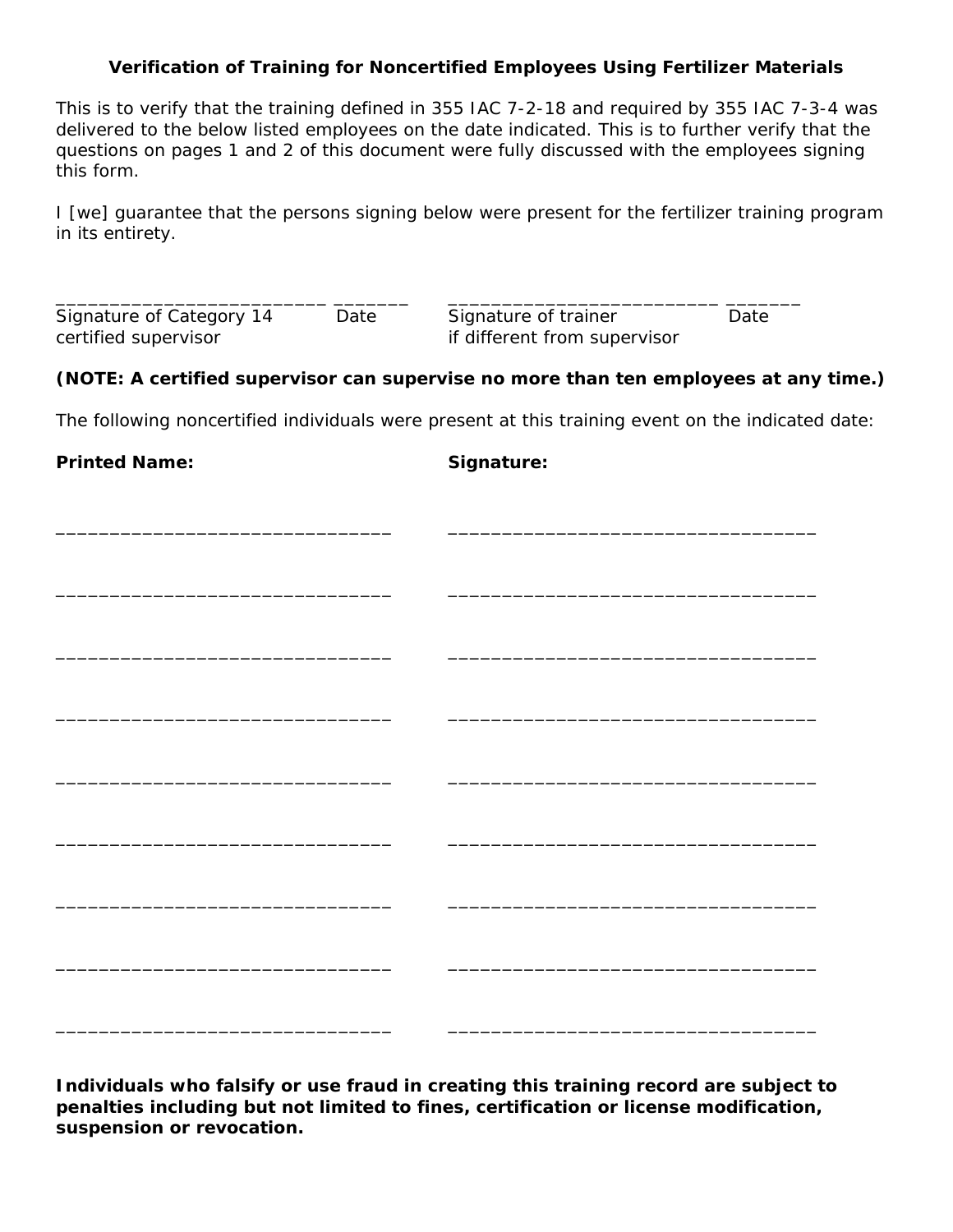### Verification of Training for Noncertified Employees Using Fertilizer Materials

This is to verify that the training defined in 355 IAC 7-2-18 and required by 355 IAC 7-3-4 was delivered to the below listed employees on the date indicated. This is to further verify that the questions on pages 1 and 2 of this document were fully discussed with the employees signing this form.

I [we] guarantee that the persons signing below were present for the fertilizer training program in its entirety.

| | | | |
|---|---|---|---|
| _________________________ | _______ | _________________________ | _______ |
| Signature of Category 14 certified supervisor | Date | Signature of trainer if different from supervisor | Date |

**(NOTE: A certified supervisor can supervise no more than ten employees at any time.)**

The following noncertified individuals were present at this training event on the indicated date:

| **Printed Name:** | **Signature:** |
|---|---|
| ______________________________ | _________________________________ |
| ______________________________ | _________________________________ |
| ______________________________ | _________________________________ |
| ______________________________ | _________________________________ |
| ______________________________ | _________________________________ |
| ______________________________ | _________________________________ |
| ______________________________ | _________________________________ |
| ______________________________ | _________________________________ |
| ______________________________ | _________________________________ |

**Individuals who falsify or use fraud in creating this training record are subject to penalties including but not limited to fines, certification or license modification, suspension or revocation.**